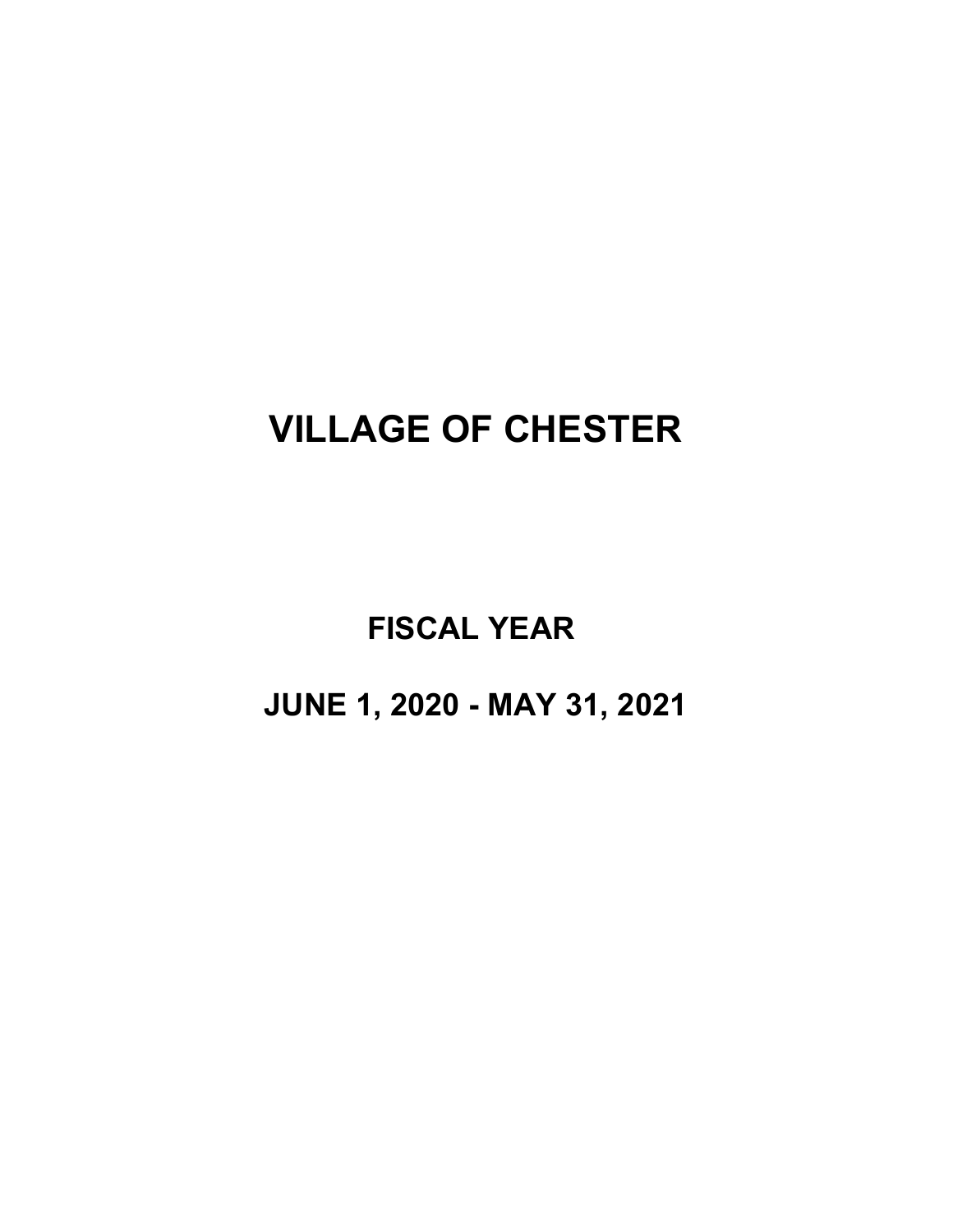# VILLAGE OF CHESTER

## FISCAL YEAR

## JUNE 1, 2020 - MAY 31, 2021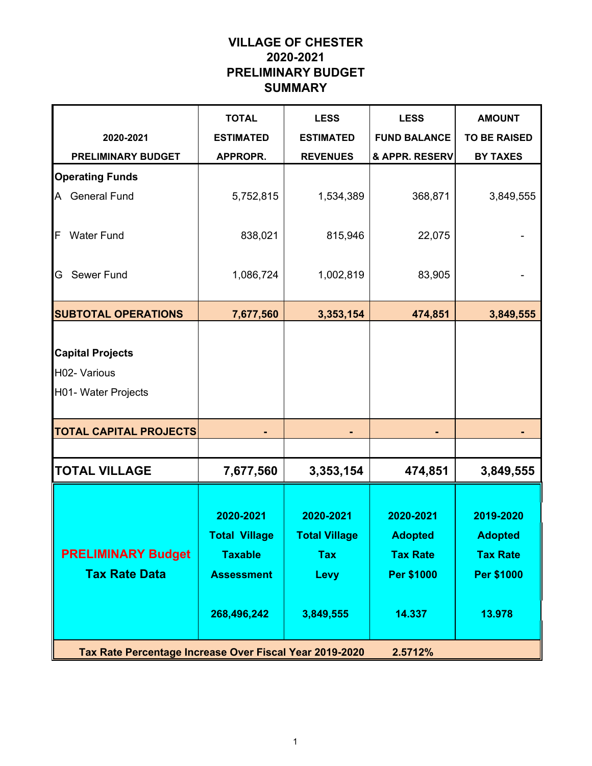# VILLAGE OF CHESTER
# 2020-2021
# PRELIMINARY BUDGET
# SUMMARY

| 2020-2021 PRELIMINARY BUDGET | TOTAL ESTIMATED APPROPR. | LESS ESTIMATED REVENUES | LESS FUND BALANCE & APPR. RESERV | AMOUNT TO BE RAISED BY TAXES |
|---|---|---|---|---|
| **Operating Funds** | | | | |
| A General Fund | 5,752,815 | 1,534,389 | 368,871 | 3,849,555 |
| F Water Fund | 838,021 | 815,946 | 22,075 | - |
| G Sewer Fund | 1,086,724 | 1,002,819 | 83,905 | - |
| **SUBTOTAL OPERATIONS** | **7,677,560** | **3,353,154** | **474,851** | **3,849,555** |
| **Capital Projects** | | | | |
| H02- Various | | | | |
| H01- Water Projects | | | | |
| **TOTAL CAPITAL PROJECTS** | **-** | **-** | **-** | **-** |
| | | | | |
| **TOTAL VILLAGE** | **7,677,560** | **3,353,154** | **474,851** | **3,849,555** |

| **PRELIMINARY Budget Tax Rate Data** | **2020-2021 Total Village Taxable Assessment** | **2020-2021 Total Village Tax Levy** | **2020-2021 Adopted Tax Rate Per $1000** | **2019-2020 Adopted Tax Rate Per $1000** |
|---|---|---|---|---|
| | **268,496,242** | **3,849,555** | **14.337** | **13.978** |
| **Tax Rate Percentage Increase Over Fiscal Year 2019-2020** | | | **2.5712%** | |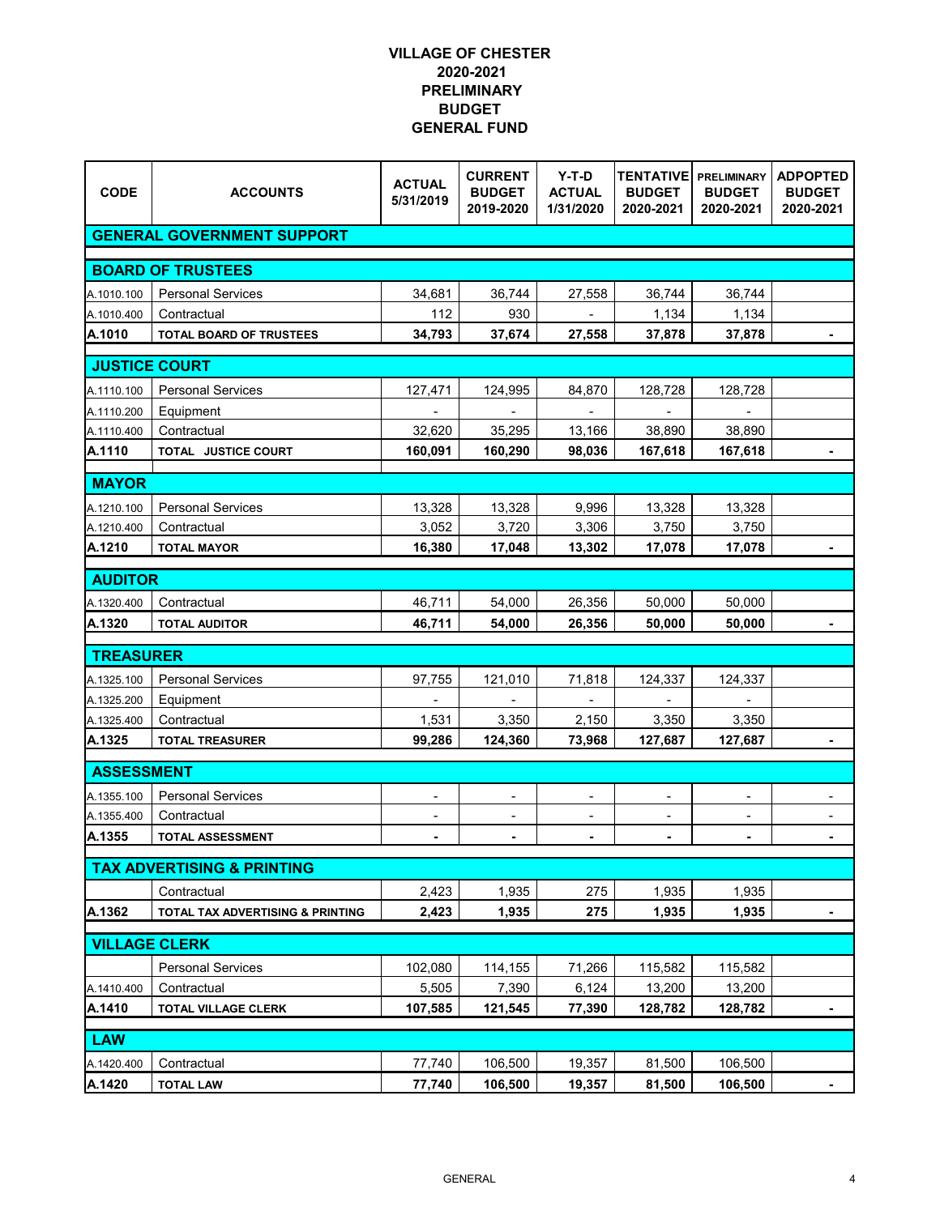# VILLAGE OF CHESTER
## 2020-2021
## PRELIMINARY
## BUDGET
## GENERAL FUND

| CODE | ACCOUNTS | ACTUAL 5/31/2019 | CURRENT BUDGET 2019-2020 | Y-T-D ACTUAL 1/31/2020 | TENTATIVE BUDGET 2020-2021 | PRELIMINARY BUDGET 2020-2021 | ADPOPTED BUDGET 2020-2021 |
|---|---|---|---|---|---|---|---|
| **GENERAL GOVERNMENT SUPPORT** | | | | | | | |
| **BOARD OF TRUSTEES** | | | | | | | |
| A.1010.100 | Personal Services | 34,681 | 36,744 | 27,558 | 36,744 | 36,744 | |
| A.1010.400 | Contractual | 112 | 930 | - | 1,134 | 1,134 | |
| **A.1010** | **TOTAL BOARD OF TRUSTEES** | **34,793** | **37,674** | **27,558** | **37,878** | **37,878** | **-** |
| **JUSTICE COURT** | | | | | | | |
| A.1110.100 | Personal Services | 127,471 | 124,995 | 84,870 | 128,728 | 128,728 | |
| A.1110.200 | Equipment | - | - | - | - | - | |
| A.1110.400 | Contractual | 32,620 | 35,295 | 13,166 | 38,890 | 38,890 | |
| **A.1110** | **TOTAL JUSTICE COURT** | **160,091** | **160,290** | **98,036** | **167,618** | **167,618** | **-** |
| **MAYOR** | | | | | | | |
| A.1210.100 | Personal Services | 13,328 | 13,328 | 9,996 | 13,328 | 13,328 | |
| A.1210.400 | Contractual | 3,052 | 3,720 | 3,306 | 3,750 | 3,750 | |
| **A.1210** | **TOTAL MAYOR** | **16,380** | **17,048** | **13,302** | **17,078** | **17,078** | **-** |
| **AUDITOR** | | | | | | | |
| A.1320.400 | Contractual | 46,711 | 54,000 | 26,356 | 50,000 | 50,000 | |
| **A.1320** | **TOTAL AUDITOR** | **46,711** | **54,000** | **26,356** | **50,000** | **50,000** | **-** |
| **TREASURER** | | | | | | | |
| A.1325.100 | Personal Services | 97,755 | 121,010 | 71,818 | 124,337 | 124,337 | |
| A.1325.200 | Equipment | - | - | - | - | - | |
| A.1325.400 | Contractual | 1,531 | 3,350 | 2,150 | 3,350 | 3,350 | |
| **A.1325** | **TOTAL TREASURER** | **99,286** | **124,360** | **73,968** | **127,687** | **127,687** | **-** |
| **ASSESSMENT** | | | | | | | |
| A.1355.100 | Personal Services | - | - | - | - | - | - |
| A.1355.400 | Contractual | - | - | - | - | - | - |
| **A.1355** | **TOTAL ASSESSMENT** | **-** | **-** | **-** | **-** | **-** | **-** |
| **TAX ADVERTISING & PRINTING** | | | | | | | |
| | Contractual | 2,423 | 1,935 | 275 | 1,935 | 1,935 | |
| **A.1362** | **TOTAL TAX ADVERTISING & PRINTING** | **2,423** | **1,935** | **275** | **1,935** | **1,935** | **-** |
| **VILLAGE CLERK** | | | | | | | |
| | Personal Services | 102,080 | 114,155 | 71,266 | 115,582 | 115,582 | |
| A.1410.400 | Contractual | 5,505 | 7,390 | 6,124 | 13,200 | 13,200 | |
| **A.1410** | **TOTAL VILLAGE CLERK** | **107,585** | **121,545** | **77,390** | **128,782** | **128,782** | **-** |
| **LAW** | | | | | | | |
| A.1420.400 | Contractual | 77,740 | 106,500 | 19,357 | 81,500 | 106,500 | |
| **A.1420** | **TOTAL LAW** | **77,740** | **106,500** | **19,357** | **81,500** | **106,500** | **-** |

GENERAL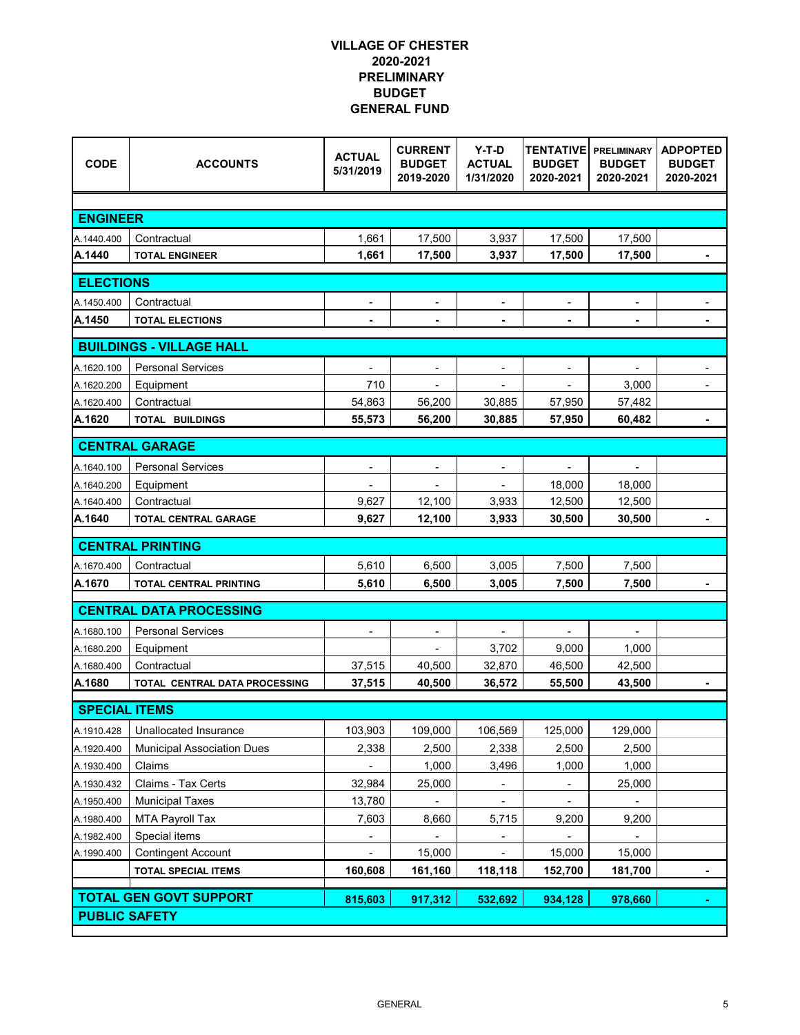# VILLAGE OF CHESTER
## 2020-2021
## PRELIMINARY
## BUDGET
## GENERAL FUND

| CODE | ACCOUNTS | ACTUAL 5/31/2019 | CURRENT BUDGET 2019-2020 | Y-T-D ACTUAL 1/31/2020 | TENTATIVE BUDGET 2020-2021 | PRELIMINARY BUDGET 2020-2021 | ADPOPTED BUDGET 2020-2021 |
|---|---|---|---|---|---|---|---|
| **ENGINEER** | | | | | | | |
| A.1440.400 | Contractual | 1,661 | 17,500 | 3,937 | 17,500 | 17,500 | |
| **A.1440** | **TOTAL ENGINEER** | **1,661** | **17,500** | **3,937** | **17,500** | **17,500** | **-** |
| **ELECTIONS** | | | | | | | |
| A.1450.400 | Contractual | - | - | - | - | - | - |
| **A.1450** | **TOTAL ELECTIONS** | **-** | **-** | **-** | **-** | **-** | **-** |
| **BUILDINGS - VILLAGE HALL** | | | | | | | |
| A.1620.100 | Personal Services | - | - | - | - | - | - |
| A.1620.200 | Equipment | 710 | - | - | - | 3,000 | - |
| A.1620.400 | Contractual | 54,863 | 56,200 | 30,885 | 57,950 | 57,482 | |
| **A.1620** | **TOTAL BUILDINGS** | **55,573** | **56,200** | **30,885** | **57,950** | **60,482** | **-** |
| **CENTRAL GARAGE** | | | | | | | |
| A.1640.100 | Personal Services | - | - | - | - | - | |
| A.1640.200 | Equipment | - | - | - | 18,000 | 18,000 | |
| A.1640.400 | Contractual | 9,627 | 12,100 | 3,933 | 12,500 | 12,500 | |
| **A.1640** | **TOTAL CENTRAL GARAGE** | **9,627** | **12,100** | **3,933** | **30,500** | **30,500** | **-** |
| **CENTRAL PRINTING** | | | | | | | |
| A.1670.400 | Contractual | 5,610 | 6,500 | 3,005 | 7,500 | 7,500 | |
| **A.1670** | **TOTAL CENTRAL PRINTING** | **5,610** | **6,500** | **3,005** | **7,500** | **7,500** | **-** |
| **CENTRAL DATA PROCESSING** | | | | | | | |
| A.1680.100 | Personal Services | - | - | - | - | - | |
| A.1680.200 | Equipment | | - | 3,702 | 9,000 | 1,000 | |
| A.1680.400 | Contractual | 37,515 | 40,500 | 32,870 | 46,500 | 42,500 | |
| **A.1680** | **TOTAL CENTRAL DATA PROCESSING** | **37,515** | **40,500** | **36,572** | **55,500** | **43,500** | **-** |
| **SPECIAL ITEMS** | | | | | | | |
| A.1910.428 | Unallocated Insurance | 103,903 | 109,000 | 106,569 | 125,000 | 129,000 | |
| A.1920.400 | Municipal Association Dues | 2,338 | 2,500 | 2,338 | 2,500 | 2,500 | |
| A.1930.400 | Claims | - | 1,000 | 3,496 | 1,000 | 1,000 | |
| A.1930.432 | Claims - Tax Certs | 32,984 | 25,000 | - | - | 25,000 | |
| A.1950.400 | Municipal Taxes | 13,780 | - | - | - | - | |
| A.1980.400 | MTA Payroll Tax | 7,603 | 8,660 | 5,715 | 9,200 | 9,200 | |
| A.1982.400 | Special items | - | - | - | - | - | |
| A.1990.400 | Contingent Account | - | 15,000 | - | 15,000 | 15,000 | |
| | **TOTAL SPECIAL ITEMS** | **160,608** | **161,160** | **118,118** | **152,700** | **181,700** | **-** |
| **TOTAL GEN GOVT SUPPORT** | | **815,603** | **917,312** | **532,692** | **934,128** | **978,660** | **-** |
| **PUBLIC SAFETY** | | | | | | | |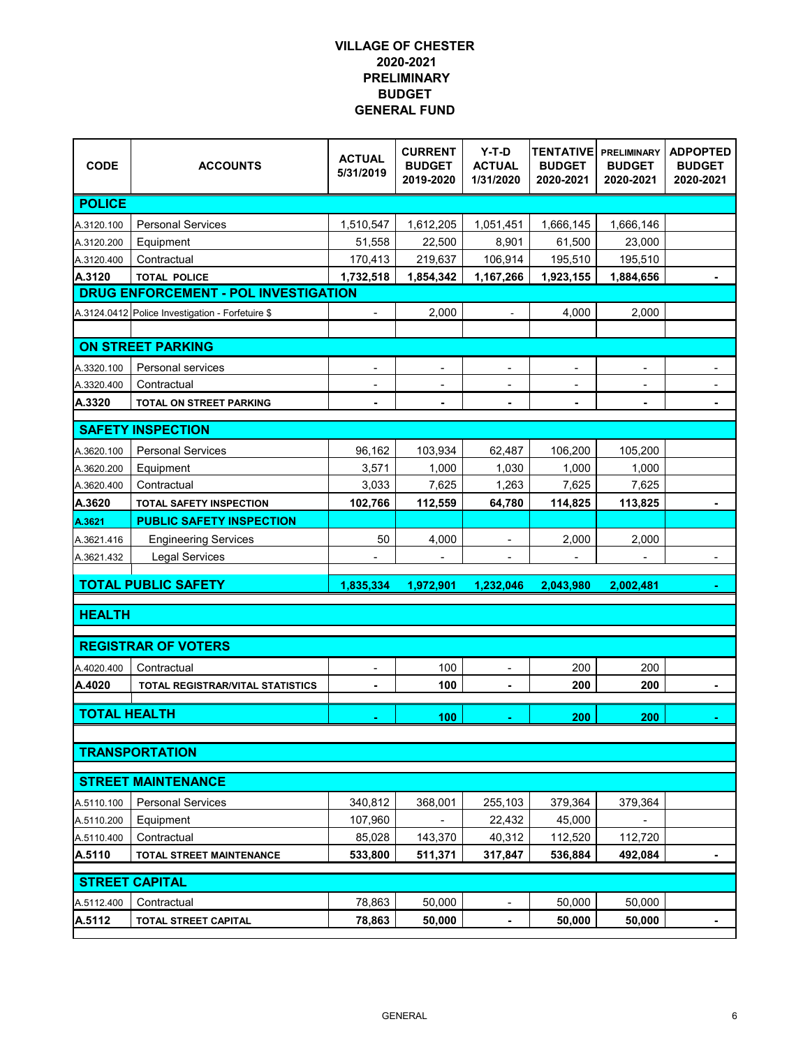# VILLAGE OF CHESTER
## 2020-2021
## PRELIMINARY
## BUDGET
## GENERAL FUND

| CODE | ACCOUNTS | ACTUAL 5/31/2019 | CURRENT BUDGET 2019-2020 | Y-T-D ACTUAL 1/31/2020 | TENTATIVE BUDGET 2020-2021 | PRELIMINARY BUDGET 2020-2021 | ADPOPTED BUDGET 2020-2021 |
|---|---|---|---|---|---|---|---|
| **POLICE** | | | | | | | |
| A.3120.100 | Personal Services | 1,510,547 | 1,612,205 | 1,051,451 | 1,666,145 | 1,666,146 | |
| A.3120.200 | Equipment | 51,558 | 22,500 | 8,901 | 61,500 | 23,000 | |
| A.3120.400 | Contractual | 170,413 | 219,637 | 106,914 | 195,510 | 195,510 | |
| **A.3120** | **TOTAL POLICE** | **1,732,518** | **1,854,342** | **1,167,266** | **1,923,155** | **1,884,656** | **-** |
| **DRUG ENFORCEMENT - POL INVESTIGATION** | | | | | | | |
| A.3124.0412 | Police Investigation - Forfetuire $ | - | 2,000 | - | 4,000 | 2,000 | |
| **ON STREET PARKING** | | | | | | | |
| A.3320.100 | Personal services | - | - | - | - | - | - |
| A.3320.400 | Contractual | - | - | - | - | - | - |
| **A.3320** | **TOTAL ON STREET PARKING** | **-** | **-** | **-** | **-** | **-** | **-** |
| **SAFETY INSPECTION** | | | | | | | |
| A.3620.100 | Personal Services | 96,162 | 103,934 | 62,487 | 106,200 | 105,200 | |
| A.3620.200 | Equipment | 3,571 | 1,000 | 1,030 | 1,000 | 1,000 | |
| A.3620.400 | Contractual | 3,033 | 7,625 | 1,263 | 7,625 | 7,625 | |
| **A.3620** | **TOTAL SAFETY INSPECTION** | **102,766** | **112,559** | **64,780** | **114,825** | **113,825** | **-** |
| **A.3621** | **PUBLIC SAFETY INSPECTION** | | | | | | |
| A.3621.416 | Engineering Services | 50 | 4,000 | - | 2,000 | 2,000 | |
| A.3621.432 | Legal Services | - | - | - | - | - | - |
| **TOTAL PUBLIC SAFETY** | | **1,835,334** | **1,972,901** | **1,232,046** | **2,043,980** | **2,002,481** | **-** |
| **HEALTH** | | | | | | | |
| **REGISTRAR OF VOTERS** | | | | | | | |
| A.4020.400 | Contractual | - | 100 | - | 200 | 200 | |
| **A.4020** | **TOTAL REGISTRAR/VITAL STATISTICS** | **-** | **100** | **-** | **200** | **200** | **-** |
| **TOTAL HEALTH** | | **-** | **100** | **-** | **200** | **200** | **-** |
| **TRANSPORTATION** | | | | | | | |
| **STREET MAINTENANCE** | | | | | | | |
| A.5110.100 | Personal Services | 340,812 | 368,001 | 255,103 | 379,364 | 379,364 | |
| A.5110.200 | Equipment | 107,960 | - | 22,432 | 45,000 | - | |
| A.5110.400 | Contractual | 85,028 | 143,370 | 40,312 | 112,520 | 112,720 | |
| **A.5110** | **TOTAL STREET MAINTENANCE** | **533,800** | **511,371** | **317,847** | **536,884** | **492,084** | **-** |
| **STREET CAPITAL** | | | | | | | |
| A.5112.400 | Contractual | 78,863 | 50,000 | - | 50,000 | 50,000 | |
| **A.5112** | **TOTAL STREET CAPITAL** | **78,863** | **50,000** | **-** | **50,000** | **50,000** | **-** |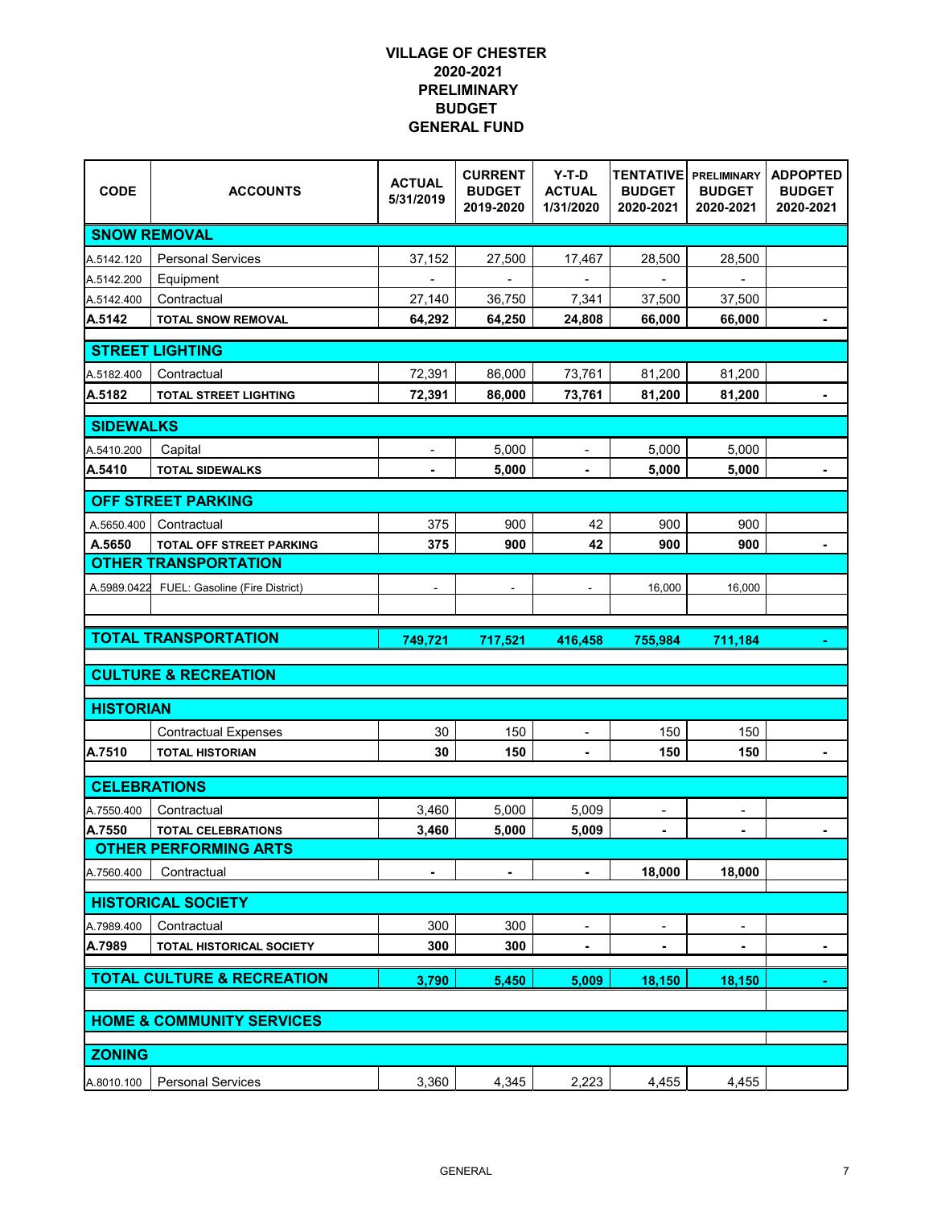# VILLAGE OF CHESTER
# 2020-2021
# PRELIMINARY
# BUDGET
# GENERAL FUND

| CODE | ACCOUNTS | ACTUAL 5/31/2019 | CURRENT BUDGET 2019-2020 | Y-T-D ACTUAL 1/31/2020 | TENTATIVE BUDGET 2020-2021 | PRELIMINARY BUDGET 2020-2021 | ADPOPTED BUDGET 2020-2021 |
|---|---|---|---|---|---|---|---|
| **SNOW REMOVAL** | | | | | | | |
| A.5142.120 | Personal Services | 37,152 | 27,500 | 17,467 | 28,500 | 28,500 | |
| A.5142.200 | Equipment | - | - | - | - | - | |
| A.5142.400 | Contractual | 27,140 | 36,750 | 7,341 | 37,500 | 37,500 | |
| **A.5142** | **TOTAL SNOW REMOVAL** | **64,292** | **64,250** | **24,808** | **66,000** | **66,000** | **-** |
| **STREET LIGHTING** | | | | | | | |
| A.5182.400 | Contractual | 72,391 | 86,000 | 73,761 | 81,200 | 81,200 | |
| **A.5182** | **TOTAL STREET LIGHTING** | **72,391** | **86,000** | **73,761** | **81,200** | **81,200** | **-** |
| **SIDEWALKS** | | | | | | | |
| A.5410.200 | Capital | - | 5,000 | - | 5,000 | 5,000 | |
| **A.5410** | **TOTAL SIDEWALKS** | **-** | **5,000** | **-** | **5,000** | **5,000** | **-** |
| **OFF STREET PARKING** | | | | | | | |
| A.5650.400 | Contractual | 375 | 900 | 42 | 900 | 900 | |
| **A.5650** | **TOTAL OFF STREET PARKING** | **375** | **900** | **42** | **900** | **900** | **-** |
| **OTHER TRANSPORTATION** | | | | | | | |
| A.5989.0422 | FUEL: Gasoline (Fire District) | - | - | - | 16,000 | 16,000 | |
| **TOTAL TRANSPORTATION** | | **749,721** | **717,521** | **416,458** | **755,984** | **711,184** | **-** |
| **CULTURE & RECREATION** | | | | | | | |
| **HISTORIAN** | | | | | | | |
| | Contractual Expenses | 30 | 150 | - | 150 | 150 | |
| **A.7510** | **TOTAL HISTORIAN** | **30** | **150** | **-** | **150** | **150** | **-** |
| **CELEBRATIONS** | | | | | | | |
| A.7550.400 | Contractual | 3,460 | 5,000 | 5,009 | - | - | |
| **A.7550** | **TOTAL CELEBRATIONS** | **3,460** | **5,000** | **5,009** | **-** | **-** | **-** |
| **OTHER PERFORMING ARTS** | | | | | | | |
| A.7560.400 | Contractual | **-** | **-** | **-** | **18,000** | **18,000** | |
| **HISTORICAL SOCIETY** | | | | | | | |
| A.7989.400 | Contractual | 300 | 300 | - | - | - | |
| **A.7989** | **TOTAL HISTORICAL SOCIETY** | **300** | **300** | **-** | **-** | **-** | **-** |
| **TOTAL CULTURE & RECREATION** | | **3,790** | **5,450** | **5,009** | **18,150** | **18,150** | **-** |
| **HOME & COMMUNITY SERVICES** | | | | | | | |
| **ZONING** | | | | | | | |
| A.8010.100 | Personal Services | 3,360 | 4,345 | 2,223 | 4,455 | 4,455 | |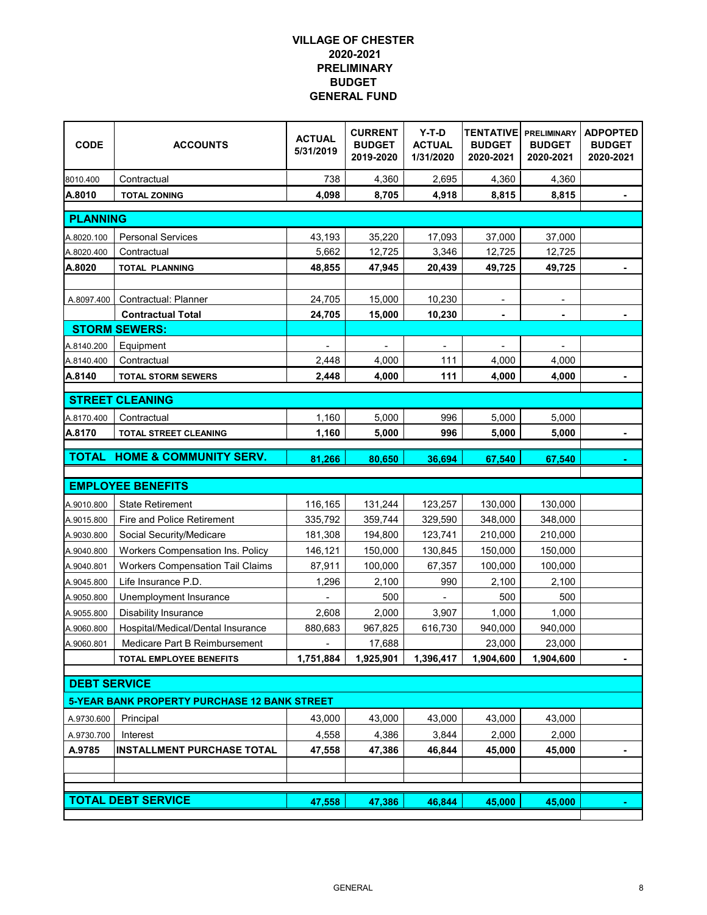# VILLAGE OF CHESTER
## 2020-2021
## PRELIMINARY
## BUDGET
## GENERAL FUND

| CODE | ACCOUNTS | ACTUAL 5/31/2019 | CURRENT BUDGET 2019-2020 | Y-T-D ACTUAL 1/31/2020 | TENTATIVE BUDGET 2020-2021 | PRELIMINARY BUDGET 2020-2021 | ADPOPTED BUDGET 2020-2021 |
|---|---|---|---|---|---|---|---|
| 8010.400 | Contractual | 738 | 4,360 | 2,695 | 4,360 | 4,360 | |
| **A.8010** | **TOTAL ZONING** | **4,098** | **8,705** | **4,918** | **8,815** | **8,815** | **-** |
| **PLANNING** | | | | | | | |
| A.8020.100 | Personal Services | 43,193 | 35,220 | 17,093 | 37,000 | 37,000 | |
| A.8020.400 | Contractual | 5,662 | 12,725 | 3,346 | 12,725 | 12,725 | |
| **A.8020** | **TOTAL PLANNING** | **48,855** | **47,945** | **20,439** | **49,725** | **49,725** | **-** |
| A.8097.400 | Contractual: Planner | 24,705 | 15,000 | 10,230 | - | - | |
| | **Contractual Total** | **24,705** | **15,000** | **10,230** | **-** | **-** | **-** |
| **STORM SEWERS:** | | | | | | | |
| A.8140.200 | Equipment | - | - | - | - | - | |
| A.8140.400 | Contractual | 2,448 | 4,000 | 111 | 4,000 | 4,000 | |
| **A.8140** | **TOTAL STORM SEWERS** | **2,448** | **4,000** | **111** | **4,000** | **4,000** | **-** |
| **STREET CLEANING** | | | | | | | |
| A.8170.400 | Contractual | 1,160 | 5,000 | 996 | 5,000 | 5,000 | |
| **A.8170** | **TOTAL STREET CLEANING** | **1,160** | **5,000** | **996** | **5,000** | **5,000** | **-** |
| **TOTAL** | **HOME & COMMUNITY SERV.** | **81,266** | **80,650** | **36,694** | **67,540** | **67,540** | **-** |
| **EMPLOYEE BENEFITS** | | | | | | | |
| A.9010.800 | State Retirement | 116,165 | 131,244 | 123,257 | 130,000 | 130,000 | |
| A.9015.800 | Fire and Police Retirement | 335,792 | 359,744 | 329,590 | 348,000 | 348,000 | |
| A.9030.800 | Social Security/Medicare | 181,308 | 194,800 | 123,741 | 210,000 | 210,000 | |
| A.9040.800 | Workers Compensation Ins. Policy | 146,121 | 150,000 | 130,845 | 150,000 | 150,000 | |
| A.9040.801 | Workers Compensation Tail Claims | 87,911 | 100,000 | 67,357 | 100,000 | 100,000 | |
| A.9045.800 | Life Insurance P.D. | 1,296 | 2,100 | 990 | 2,100 | 2,100 | |
| A.9050.800 | Unemployment Insurance | - | 500 | - | 500 | 500 | |
| A.9055.800 | Disability Insurance | 2,608 | 2,000 | 3,907 | 1,000 | 1,000 | |
| A.9060.800 | Hospital/Medical/Dental Insurance | 880,683 | 967,825 | 616,730 | 940,000 | 940,000 | |
| A.9060.801 | Medicare Part B Reimbursement | - | 17,688 | | 23,000 | 23,000 | |
| | **TOTAL EMPLOYEE BENEFITS** | **1,751,884** | **1,925,901** | **1,396,417** | **1,904,600** | **1,904,600** | **-** |
| **DEBT SERVICE** | | | | | | | |
| **5-YEAR BANK PROPERTY PURCHASE 12 BANK STREET** | | | | | | | |
| A.9730.600 | Principal | 43,000 | 43,000 | 43,000 | 43,000 | 43,000 | |
| A.9730.700 | Interest | 4,558 | 4,386 | 3,844 | 2,000 | 2,000 | |
| **A.9785** | **INSTALLMENT PURCHASE TOTAL** | **47,558** | **47,386** | **46,844** | **45,000** | **45,000** | **-** |
| **TOTAL DEBT SERVICE** | | **47,558** | **47,386** | **46,844** | **45,000** | **45,000** | **-** |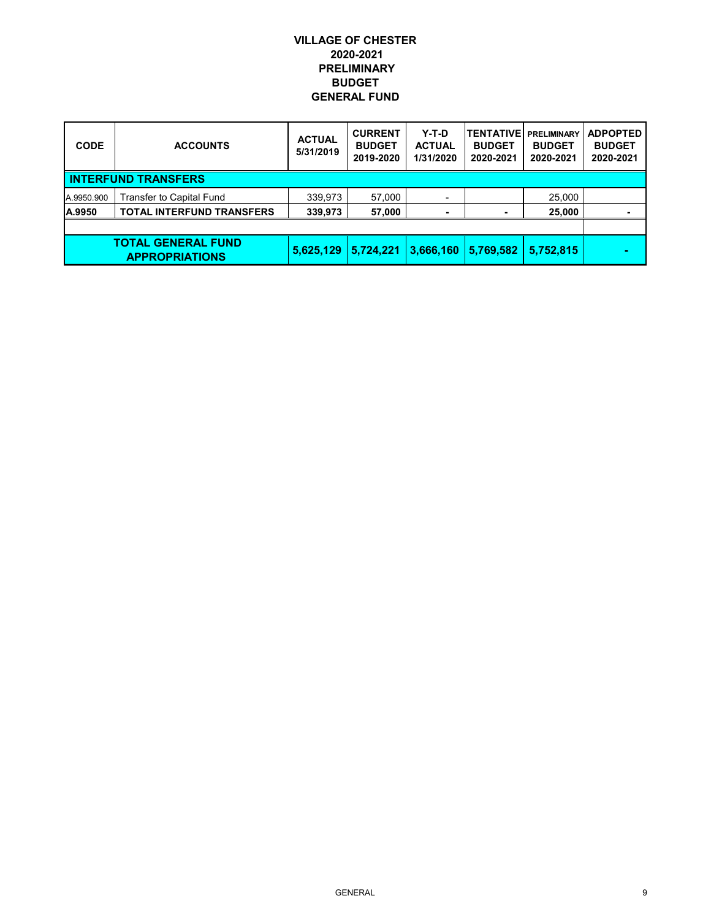# VILLAGE OF CHESTER
## 2020-2021
## PRELIMINARY
## BUDGET
## GENERAL FUND

| CODE | ACCOUNTS | ACTUAL 5/31/2019 | CURRENT BUDGET 2019-2020 | Y-T-D ACTUAL 1/31/2020 | TENTATIVE BUDGET 2020-2021 | PRELIMINARY BUDGET 2020-2021 | ADPOPTED BUDGET 2020-2021 |
|---|---|---|---|---|---|---|---|
| **INTERFUND TRANSFERS** | | | | | | | |
| A.9950.900 | Transfer to Capital Fund | 339,973 | 57,000 | - | | 25,000 | |
| **A.9950** | **TOTAL INTERFUND TRANSFERS** | **339,973** | **57,000** | **-** | **-** | **25,000** | **-** |
| | | | | | | | |
| **TOTAL GENERAL FUND APPROPRIATIONS** | | **5,625,129** | **5,724,221** | **3,666,160** | **5,769,582** | **5,752,815** | **-** |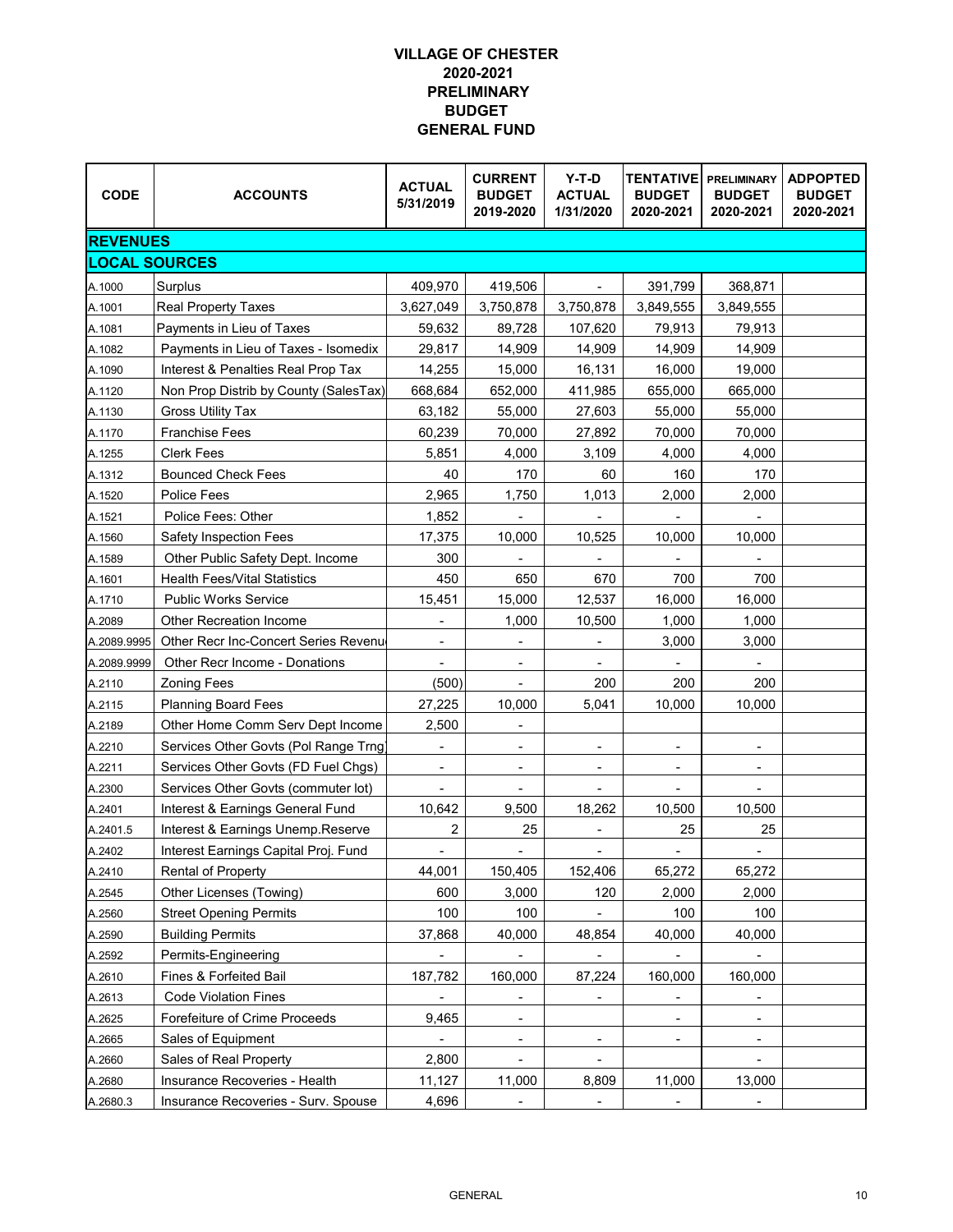# VILLAGE OF CHESTER
# 2020-2021
# PRELIMINARY
# BUDGET
# GENERAL FUND

| CODE | ACCOUNTS | ACTUAL 5/31/2019 | CURRENT BUDGET 2019-2020 | Y-T-D ACTUAL 1/31/2020 | TENTATIVE BUDGET 2020-2021 | PRELIMINARY BUDGET 2020-2021 | ADPOPTED BUDGET 2020-2021 |
|---|---|---|---|---|---|---|---|
| **REVENUES** | | | | | | | |
| **LOCAL SOURCES** | | | | | | | |
| A.1000 | Surplus | 409,970 | 419,506 | - | 391,799 | 368,871 | |
| A.1001 | Real Property Taxes | 3,627,049 | 3,750,878 | 3,750,878 | 3,849,555 | 3,849,555 | |
| A.1081 | Payments in Lieu of Taxes | 59,632 | 89,728 | 107,620 | 79,913 | 79,913 | |
| A.1082 | Payments in Lieu of Taxes - Isomedix | 29,817 | 14,909 | 14,909 | 14,909 | 14,909 | |
| A.1090 | Interest & Penalties Real Prop Tax | 14,255 | 15,000 | 16,131 | 16,000 | 19,000 | |
| A.1120 | Non Prop Distrib by County (SalesTax) | 668,684 | 652,000 | 411,985 | 655,000 | 665,000 | |
| A.1130 | Gross Utility Tax | 63,182 | 55,000 | 27,603 | 55,000 | 55,000 | |
| A.1170 | Franchise Fees | 60,239 | 70,000 | 27,892 | 70,000 | 70,000 | |
| A.1255 | Clerk Fees | 5,851 | 4,000 | 3,109 | 4,000 | 4,000 | |
| A.1312 | Bounced Check Fees | 40 | 170 | 60 | 160 | 170 | |
| A.1520 | Police Fees | 2,965 | 1,750 | 1,013 | 2,000 | 2,000 | |
| A.1521 | Police Fees: Other | 1,852 | - | - | - | - | |
| A.1560 | Safety Inspection Fees | 17,375 | 10,000 | 10,525 | 10,000 | 10,000 | |
| A.1589 | Other Public Safety Dept. Income | 300 | - | - | - | - | |
| A.1601 | Health Fees/Vital Statistics | 450 | 650 | 670 | 700 | 700 | |
| A.1710 | Public Works Service | 15,451 | 15,000 | 12,537 | 16,000 | 16,000 | |
| A.2089 | Other Recreation Income | - | 1,000 | 10,500 | 1,000 | 1,000 | |
| A.2089.9995 | Other Recr Inc-Concert Series Revenu | - | - | - | 3,000 | 3,000 | |
| A.2089.9999 | Other Recr Income - Donations | - | - | - | - | - | |
| A.2110 | Zoning Fees | (500) | - | 200 | 200 | 200 | |
| A.2115 | Planning Board Fees | 27,225 | 10,000 | 5,041 | 10,000 | 10,000 | |
| A.2189 | Other Home Comm Serv Dept Income | 2,500 | - | | | | |
| A.2210 | Services Other Govts (Pol Range Trng) | - | - | - | - | - | |
| A.2211 | Services Other Govts (FD Fuel Chgs) | - | - | - | - | - | |
| A.2300 | Services Other Govts (commuter lot) | - | - | - | - | - | |
| A.2401 | Interest & Earnings General Fund | 10,642 | 9,500 | 18,262 | 10,500 | 10,500 | |
| A.2401.5 | Interest & Earnings Unemp.Reserve | 2 | 25 | - | 25 | 25 | |
| A.2402 | Interest Earnings Capital Proj. Fund | - | - | - | - | - | |
| A.2410 | Rental of Property | 44,001 | 150,405 | 152,406 | 65,272 | 65,272 | |
| A.2545 | Other Licenses (Towing) | 600 | 3,000 | 120 | 2,000 | 2,000 | |
| A.2560 | Street Opening Permits | 100 | 100 | - | 100 | 100 | |
| A.2590 | Building Permits | 37,868 | 40,000 | 48,854 | 40,000 | 40,000 | |
| A.2592 | Permits-Engineering | - | - | - | - | - | |
| A.2610 | Fines & Forfeited Bail | 187,782 | 160,000 | 87,224 | 160,000 | 160,000 | |
| A.2613 | Code Violation Fines | - | - | - | - | - | |
| A.2625 | Forefeiture of Crime Proceeds | 9,465 | - | | - | - | |
| A.2665 | Sales of Equipment | - | - | - | - | - | |
| A.2660 | Sales of Real Property | 2,800 | - | - | | - | |
| A.2680 | Insurance Recoveries - Health | 11,127 | 11,000 | 8,809 | 11,000 | 13,000 | |
| A.2680.3 | Insurance Recoveries - Surv. Spouse | 4,696 | - | - | - | - | |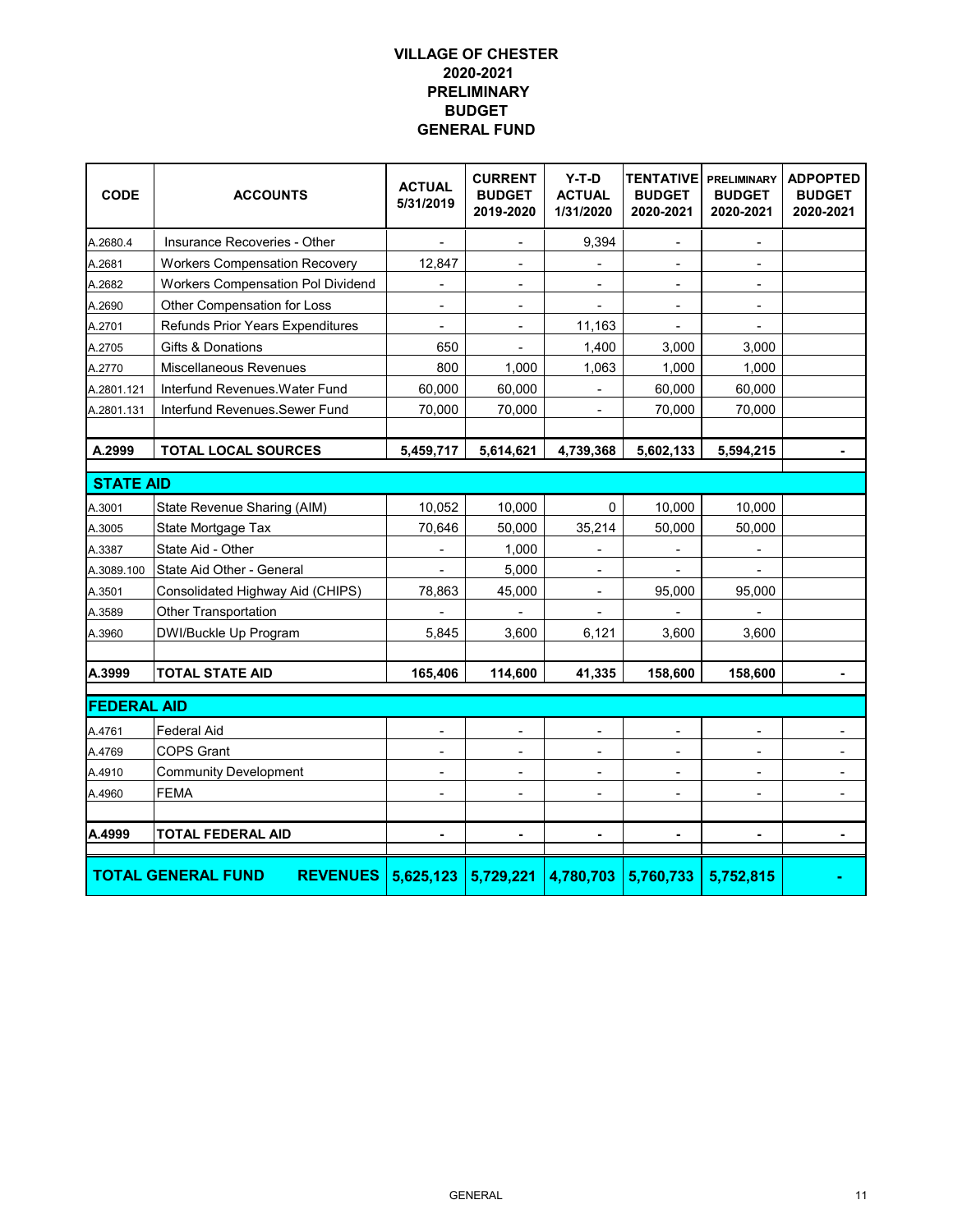# VILLAGE OF CHESTER
## 2020-2021
## PRELIMINARY
## BUDGET
## GENERAL FUND

| CODE | ACCOUNTS | ACTUAL 5/31/2019 | CURRENT BUDGET 2019-2020 | Y-T-D ACTUAL 1/31/2020 | TENTATIVE BUDGET 2020-2021 | PRELIMINARY BUDGET 2020-2021 | ADPOPTED BUDGET 2020-2021 |
|---|---|---|---|---|---|---|---|
| A.2680.4 | Insurance Recoveries - Other | - | - | 9,394 | - | - | |
| A.2681 | Workers Compensation Recovery | 12,847 | - | - | - | - | |
| A.2682 | Workers Compensation Pol Dividend | - | - | - | - | - | |
| A.2690 | Other Compensation for Loss | - | - | - | - | - | |
| A.2701 | Refunds Prior Years Expenditures | - | - | 11,163 | - | - | |
| A.2705 | Gifts & Donations | 650 | - | 1,400 | 3,000 | 3,000 | |
| A.2770 | Miscellaneous Revenues | 800 | 1,000 | 1,063 | 1,000 | 1,000 | |
| A.2801.121 | Interfund Revenues.Water Fund | 60,000 | 60,000 | - | 60,000 | 60,000 | |
| A.2801.131 | Interfund Revenues.Sewer Fund | 70,000 | 70,000 | - | 70,000 | 70,000 | |
| | | | | | | | |
| **A.2999** | **TOTAL LOCAL SOURCES** | **5,459,717** | **5,614,621** | **4,739,368** | **5,602,133** | **5,594,215** | **-** |
| **STATE AID** | | | | | | | |
| A.3001 | State Revenue Sharing (AIM) | 10,052 | 10,000 | 0 | 10,000 | 10,000 | |
| A.3005 | State Mortgage Tax | 70,646 | 50,000 | 35,214 | 50,000 | 50,000 | |
| A.3387 | State Aid - Other | - | 1,000 | - | - | - | |
| A.3089.100 | State Aid Other - General | - | 5,000 | - | - | - | |
| A.3501 | Consolidated Highway Aid (CHIPS) | 78,863 | 45,000 | - | 95,000 | 95,000 | |
| A.3589 | Other Transportation | - | - | - | - | - | |
| A.3960 | DWI/Buckle Up Program | 5,845 | 3,600 | 6,121 | 3,600 | 3,600 | |
| | | | | | | | |
| **A.3999** | **TOTAL STATE AID** | **165,406** | **114,600** | **41,335** | **158,600** | **158,600** | **-** |
| **FEDERAL AID** | | | | | | | |
| A.4761 | Federal Aid | - | - | - | - | - | - |
| A.4769 | COPS Grant | - | - | - | - | - | - |
| A.4910 | Community Development | - | - | - | - | - | - |
| A.4960 | FEMA | - | - | - | - | - | - |
| | | | | | | | |
| **A.4999** | **TOTAL FEDERAL AID** | **-** | **-** | **-** | **-** | **-** | **-** |
| **TOTAL GENERAL FUND** | **REVENUES** | **5,625,123** | **5,729,221** | **4,780,703** | **5,760,733** | **5,752,815** | **-** |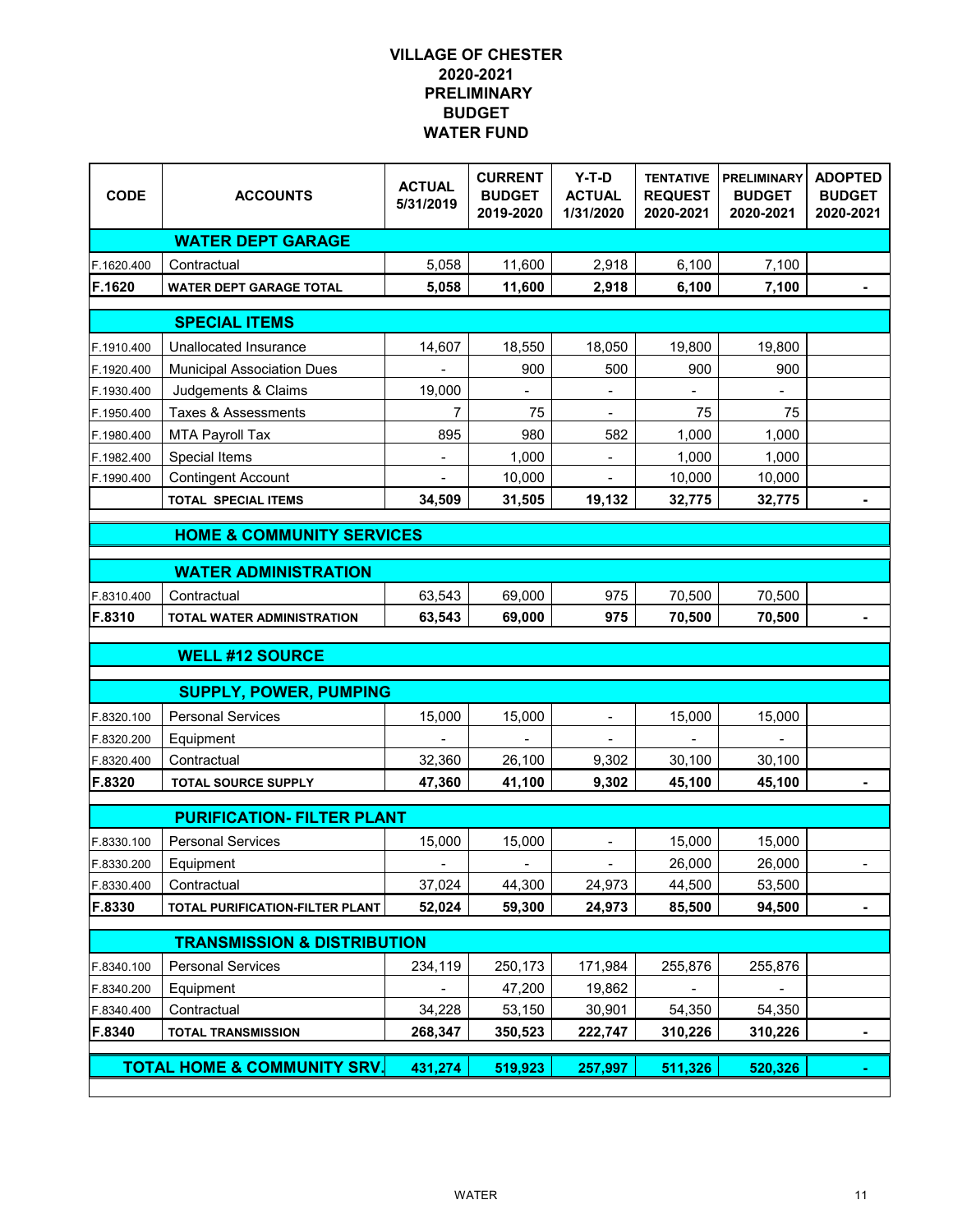# VILLAGE OF CHESTER
## 2020-2021
## PRELIMINARY
## BUDGET
## WATER FUND

| CODE | ACCOUNTS | ACTUAL 5/31/2019 | CURRENT BUDGET 2019-2020 | Y-T-D ACTUAL 1/31/2020 | TENTATIVE REQUEST 2020-2021 | PRELIMINARY BUDGET 2020-2021 | ADOPTED BUDGET 2020-2021 |
|---|---|---|---|---|---|---|---|
| | **WATER DEPT GARAGE** | | | | | | |
| F.1620.400 | Contractual | 5,058 | 11,600 | 2,918 | 6,100 | 7,100 | |
| **F.1620** | **WATER DEPT GARAGE TOTAL** | **5,058** | **11,600** | **2,918** | **6,100** | **7,100** | **-** |
| | **SPECIAL ITEMS** | | | | | | |
| F.1910.400 | Unallocated Insurance | 14,607 | 18,550 | 18,050 | 19,800 | 19,800 | |
| F.1920.400 | Municipal Association Dues | - | 900 | 500 | 900 | 900 | |
| F.1930.400 | Judgements & Claims | 19,000 | - | - | - | - | |
| F.1950.400 | Taxes & Assessments | 7 | 75 | - | 75 | 75 | |
| F.1980.400 | MTA Payroll Tax | 895 | 980 | 582 | 1,000 | 1,000 | |
| F.1982.400 | Special Items | - | 1,000 | - | 1,000 | 1,000 | |
| F.1990.400 | Contingent Account | - | 10,000 | - | 10,000 | 10,000 | |
| | **TOTAL SPECIAL ITEMS** | **34,509** | **31,505** | **19,132** | **32,775** | **32,775** | **-** |
| | **HOME & COMMUNITY SERVICES** | | | | | | |
| | **WATER ADMINISTRATION** | | | | | | |
| F.8310.400 | Contractual | 63,543 | 69,000 | 975 | 70,500 | 70,500 | |
| **F.8310** | **TOTAL WATER ADMINISTRATION** | **63,543** | **69,000** | **975** | **70,500** | **70,500** | **-** |
| | **WELL #12 SOURCE** | | | | | | |
| | **SUPPLY, POWER, PUMPING** | | | | | | |
| F.8320.100 | Personal Services | 15,000 | 15,000 | - | 15,000 | 15,000 | |
| F.8320.200 | Equipment | - | - | - | - | - | |
| F.8320.400 | Contractual | 32,360 | 26,100 | 9,302 | 30,100 | 30,100 | |
| **F.8320** | **TOTAL SOURCE SUPPLY** | **47,360** | **41,100** | **9,302** | **45,100** | **45,100** | **-** |
| | **PURIFICATION- FILTER PLANT** | | | | | | |
| F.8330.100 | Personal Services | 15,000 | 15,000 | - | 15,000 | 15,000 | |
| F.8330.200 | Equipment | - | - | - | 26,000 | 26,000 | - |
| F.8330.400 | Contractual | 37,024 | 44,300 | 24,973 | 44,500 | 53,500 | |
| **F.8330** | **TOTAL PURIFICATION-FILTER PLANT** | **52,024** | **59,300** | **24,973** | **85,500** | **94,500** | **-** |
| | **TRANSMISSION & DISTRIBUTION** | | | | | | |
| F.8340.100 | Personal Services | 234,119 | 250,173 | 171,984 | 255,876 | 255,876 | |
| F.8340.200 | Equipment | - | 47,200 | 19,862 | - | - | |
| F.8340.400 | Contractual | 34,228 | 53,150 | 30,901 | 54,350 | 54,350 | |
| **F.8340** | **TOTAL TRANSMISSION** | **268,347** | **350,523** | **222,747** | **310,226** | **310,226** | **-** |
| | **TOTAL HOME & COMMUNITY SRV.** | **431,274** | **519,923** | **257,997** | **511,326** | **520,326** | **-** |

WATER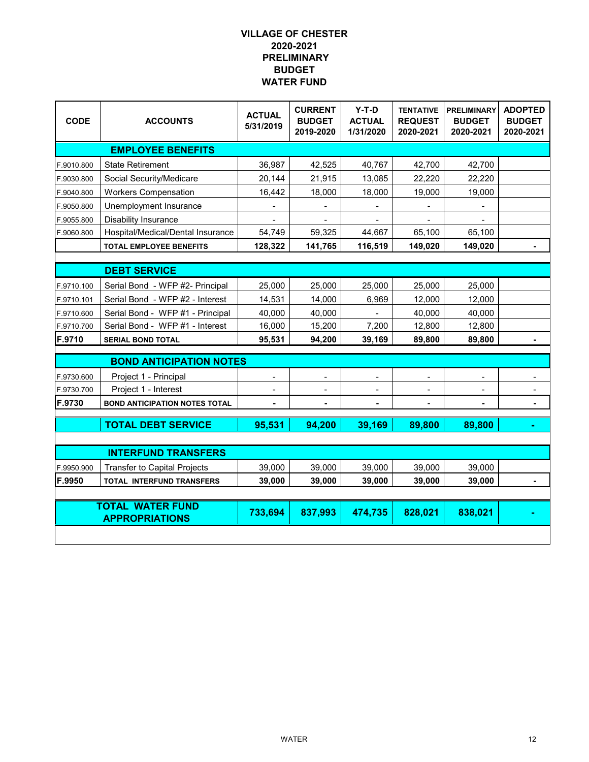# VILLAGE OF CHESTER
## 2020-2021
## PRELIMINARY
## BUDGET
## WATER FUND

| CODE | ACCOUNTS | ACTUAL 5/31/2019 | CURRENT BUDGET 2019-2020 | Y-T-D ACTUAL 1/31/2020 | TENTATIVE REQUEST 2020-2021 | PRELIMINARY BUDGET 2020-2021 | ADOPTED BUDGET 2020-2021 |
|---|---|---|---|---|---|---|---|
| | **EMPLOYEE BENEFITS** | | | | | | |
| F.9010.800 | State Retirement | 36,987 | 42,525 | 40,767 | 42,700 | 42,700 | |
| F.9030.800 | Social Security/Medicare | 20,144 | 21,915 | 13,085 | 22,220 | 22,220 | |
| F.9040.800 | Workers Compensation | 16,442 | 18,000 | 18,000 | 19,000 | 19,000 | |
| F.9050.800 | Unemployment Insurance | - | - | - | - | - | |
| F.9055.800 | Disability Insurance | - | - | - | - | - | |
| F.9060.800 | Hospital/Medical/Dental Insurance | 54,749 | 59,325 | 44,667 | 65,100 | 65,100 | |
| | **TOTAL EMPLOYEE BENEFITS** | **128,322** | **141,765** | **116,519** | **149,020** | **149,020** | **-** |
| | | | | | | | |
| | **DEBT SERVICE** | | | | | | |
| F.9710.100 | Serial Bond - WFP #2- Principal | 25,000 | 25,000 | 25,000 | 25,000 | 25,000 | |
| F.9710.101 | Serial Bond - WFP #2 - Interest | 14,531 | 14,000 | 6,969 | 12,000 | 12,000 | |
| F.9710.600 | Serial Bond - WFP #1 - Principal | 40,000 | 40,000 | - | 40,000 | 40,000 | |
| F.9710.700 | Serial Bond - WFP #1 - Interest | 16,000 | 15,200 | 7,200 | 12,800 | 12,800 | |
| **F.9710** | **SERIAL BOND TOTAL** | **95,531** | **94,200** | **39,169** | **89,800** | **89,800** | **-** |
| | | | | | | | |
| | **BOND ANTICIPATION NOTES** | | | | | | |
| F.9730.600 | Project 1 - Principal | - | - | - | - | - | - |
| F.9730.700 | Project 1 - Interest | - | - | - | - | - | - |
| **F.9730** | **BOND ANTICIPATION NOTES TOTAL** | **-** | **-** | **-** | - | **-** | **-** |
| | | | | | | | |
| | **TOTAL DEBT SERVICE** | **95,531** | **94,200** | **39,169** | **89,800** | **89,800** | **-** |
| | | | | | | | |
| | **INTERFUND TRANSFERS** | | | | | | |
| F.9950.900 | Transfer to Capital Projects | 39,000 | 39,000 | 39,000 | 39,000 | 39,000 | |
| **F.9950** | **TOTAL INTERFUND TRANSFERS** | **39,000** | **39,000** | **39,000** | **39,000** | **39,000** | **-** |
| | | | | | | | |
| | **TOTAL WATER FUND APPROPRIATIONS** | **733,694** | **837,993** | **474,735** | **828,021** | **838,021** | **-** |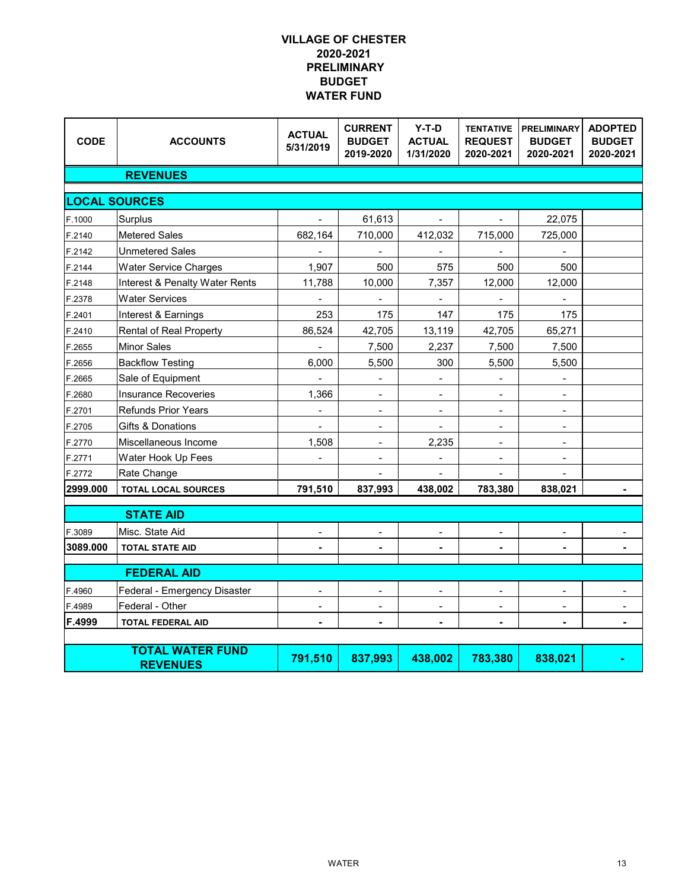# VILLAGE OF CHESTER
## 2020-2021
## PRELIMINARY BUDGET
## WATER FUND

| CODE | ACCOUNTS | ACTUAL 5/31/2019 | CURRENT BUDGET 2019-2020 | Y-T-D ACTUAL 1/31/2020 | TENTATIVE REQUEST 2020-2021 | PRELIMINARY BUDGET 2020-2021 | ADOPTED BUDGET 2020-2021 |
|---|---|---|---|---|---|---|---|
| | **REVENUES** | | | | | | |
| **LOCAL SOURCES** | | | | | | | |
| F.1000 | Surplus | - | 61,613 | - | - | 22,075 | |
| F.2140 | Metered Sales | 682,164 | 710,000 | 412,032 | 715,000 | 725,000 | |
| F.2142 | Unmetered Sales | - | - | - | - | - | |
| F.2144 | Water Service Charges | 1,907 | 500 | 575 | 500 | 500 | |
| F.2148 | Interest & Penalty Water Rents | 11,788 | 10,000 | 7,357 | 12,000 | 12,000 | |
| F.2378 | Water Services | - | - | - | - | - | |
| F.2401 | Interest & Earnings | 253 | 175 | 147 | 175 | 175 | |
| F.2410 | Rental of Real Property | 86,524 | 42,705 | 13,119 | 42,705 | 65,271 | |
| F.2655 | Minor Sales | - | 7,500 | 2,237 | 7,500 | 7,500 | |
| F.2656 | Backflow Testing | 6,000 | 5,500 | 300 | 5,500 | 5,500 | |
| F.2665 | Sale of Equipment | - | - | - | - | - | |
| F.2680 | Insurance Recoveries | 1,366 | - | - | - | - | |
| F.2701 | Refunds Prior Years | - | - | - | - | - | |
| F.2705 | Gifts & Donations | - | - | - | - | - | |
| F.2770 | Miscellaneous Income | 1,508 | - | 2,235 | - | - | |
| F.2771 | Water Hook Up Fees | - | - | - | - | - | |
| F.2772 | Rate Change | | - | - | - | - | |
| **2999.000** | **TOTAL LOCAL SOURCES** | **791,510** | **837,993** | **438,002** | **783,380** | **838,021** | **-** |
| | **STATE AID** | | | | | | |
| F.3089 | Misc. State Aid | - | - | - | - | - | - |
| **3089.000** | **TOTAL STATE AID** | **-** | **-** | **-** | **-** | **-** | **-** |
| | **FEDERAL AID** | | | | | | |
| F.4960 | Federal - Emergency Disaster | - | - | - | - | - | - |
| F.4989 | Federal - Other | - | - | - | - | - | - |
| **F.4999** | **TOTAL FEDERAL AID** | **-** | **-** | **-** | **-** | **-** | **-** |
| | **TOTAL WATER FUND REVENUES** | **791,510** | **837,993** | **438,002** | **783,380** | **838,021** | **-** |

WATER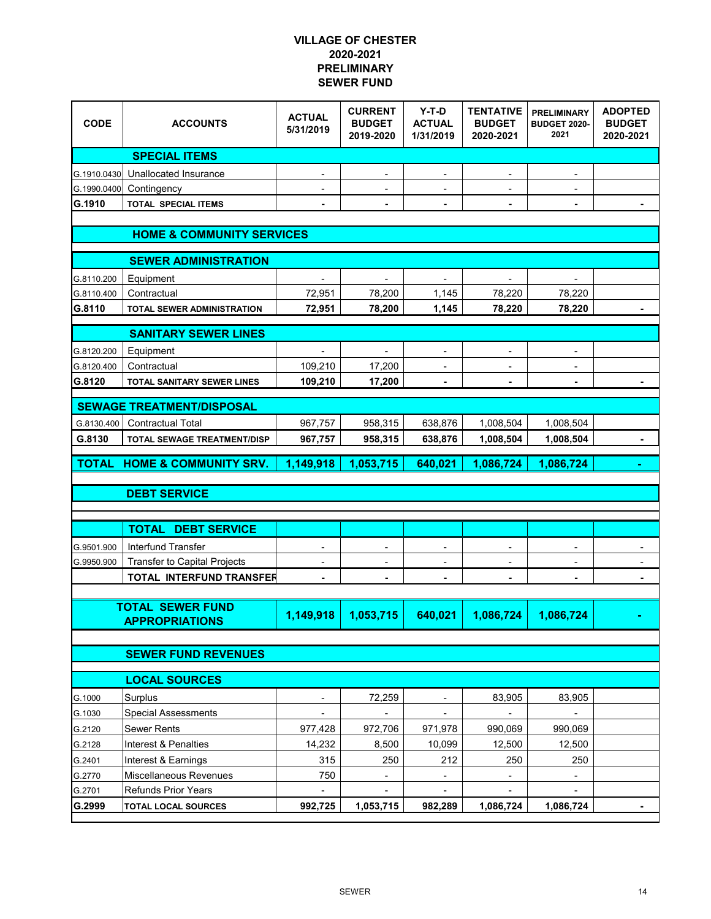# VILLAGE OF CHESTER
## 2020-2021
## PRELIMINARY
## SEWER FUND

| CODE | ACCOUNTS | ACTUAL 5/31/2019 | CURRENT BUDGET 2019-2020 | Y-T-D ACTUAL 1/31/2019 | TENTATIVE BUDGET 2020-2021 | PRELIMINARY BUDGET 2020-2021 | ADOPTED BUDGET 2020-2021 |
|---|---|---|---|---|---|---|---|
| | **SPECIAL ITEMS** | | | | | | |
| G.1910.0430 | Unallocated Insurance | - | - | - | - | - | |
| G.1990.0400 | Contingency | - | - | - | - | - | |
| **G.1910** | **TOTAL SPECIAL ITEMS** | **-** | **-** | **-** | **-** | **-** | **-** |
| | **HOME & COMMUNITY SERVICES** | | | | | | |
| | **SEWER ADMINISTRATION** | | | | | | |
| G.8110.200 | Equipment | - | - | - | - | - | |
| G.8110.400 | Contractual | 72,951 | 78,200 | 1,145 | 78,220 | 78,220 | |
| **G.8110** | **TOTAL SEWER ADMINISTRATION** | **72,951** | **78,200** | **1,145** | **78,220** | **78,220** | **-** |
| | **SANITARY SEWER LINES** | | | | | | |
| G.8120.200 | Equipment | - | - | - | - | - | |
| G.8120.400 | Contractual | 109,210 | 17,200 | - | - | - | |
| **G.8120** | **TOTAL SANITARY SEWER LINES** | **109,210** | **17,200** | **-** | **-** | **-** | **-** |
| | **SEWAGE TREATMENT/DISPOSAL** | | | | | | |
| G.8130.400 | Contractual Total | 967,757 | 958,315 | 638,876 | 1,008,504 | 1,008,504 | |
| **G.8130** | **TOTAL SEWAGE TREATMENT/DISP** | **967,757** | **958,315** | **638,876** | **1,008,504** | **1,008,504** | **-** |
| **TOTAL** | **HOME & COMMUNITY SRV.** | **1,149,918** | **1,053,715** | **640,021** | **1,086,724** | **1,086,724** | **-** |
| | **DEBT SERVICE** | | | | | | |
| | **TOTAL DEBT SERVICE** | | | | | | |
| G.9501.900 | Interfund Transfer | - | - | - | - | - | - |
| G.9950.900 | Transfer to Capital Projects | - | - | - | - | - | - |
| | **TOTAL INTERFUND TRANSFER** | **-** | **-** | **-** | **-** | **-** | **-** |
| | **TOTAL SEWER FUND APPROPRIATIONS** | **1,149,918** | **1,053,715** | **640,021** | **1,086,724** | **1,086,724** | **-** |
| | **SEWER FUND REVENUES** | | | | | | |
| | **LOCAL SOURCES** | | | | | | |
| G.1000 | Surplus | - | 72,259 | - | 83,905 | 83,905 | |
| G.1030 | Special Assessments | - | - | - | - | - | |
| G.2120 | Sewer Rents | 977,428 | 972,706 | 971,978 | 990,069 | 990,069 | |
| G.2128 | Interest & Penalties | 14,232 | 8,500 | 10,099 | 12,500 | 12,500 | |
| G.2401 | Interest & Earnings | 315 | 250 | 212 | 250 | 250 | |
| G.2770 | Miscellaneous Revenues | 750 | - | - | - | - | |
| G.2701 | Refunds Prior Years | - | - | - | - | - | |
| **G.2999** | **TOTAL LOCAL SOURCES** | **992,725** | **1,053,715** | **982,289** | **1,086,724** | **1,086,724** | **-** |

SEWER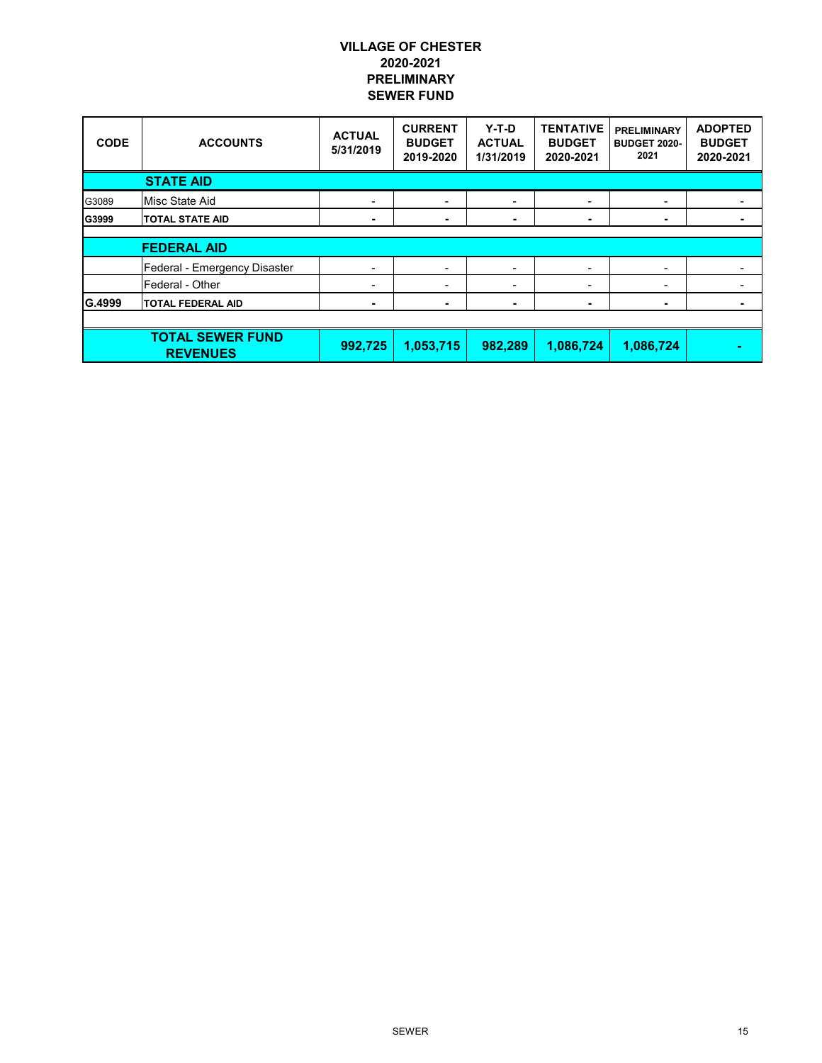# VILLAGE OF CHESTER
## 2020-2021
## PRELIMINARY
## SEWER FUND

| CODE | ACCOUNTS | ACTUAL 5/31/2019 | CURRENT BUDGET 2019-2020 | Y-T-D ACTUAL 1/31/2019 | TENTATIVE BUDGET 2020-2021 | PRELIMINARY BUDGET 2020-2021 | ADOPTED BUDGET 2020-2021 |
|---|---|---|---|---|---|---|---|
| | **STATE AID** | | | | | | |
| G3089 | Misc State Aid | - | - | - | - | - | - |
| **G3999** | **TOTAL STATE AID** | **-** | **-** | **-** | **-** | **-** | **-** |
| | | | | | | | |
| | **FEDERAL AID** | | | | | | |
| | Federal - Emergency Disaster | - | - | - | - | - | - |
| | Federal - Other | - | - | - | - | - | - |
| **G.4999** | **TOTAL FEDERAL AID** | **-** | **-** | **-** | **-** | **-** | **-** |
| | | | | | | | |
| | **TOTAL SEWER FUND REVENUES** | **992,725** | **1,053,715** | **982,289** | **1,086,724** | **1,086,724** | **-** |